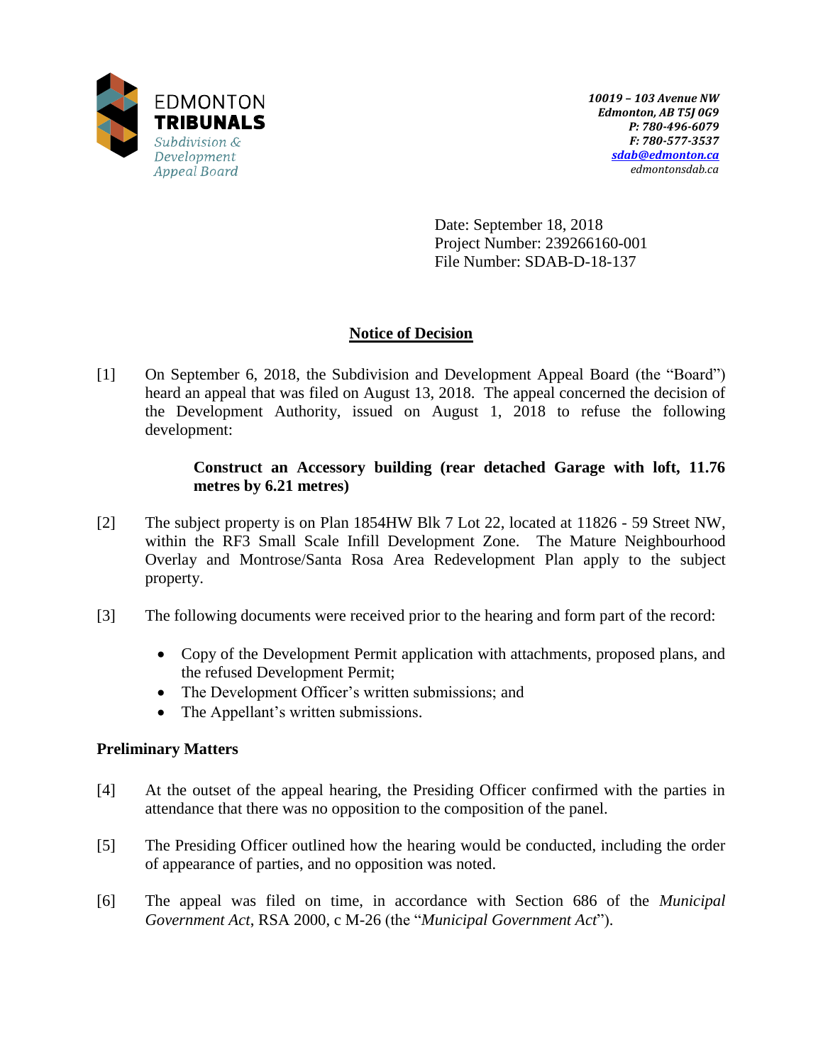EDMONTON
**TRIBUNALS**
*Subdivision & Development Appeal Board*

*10019 – 103 Avenue NW*
*Edmonton, AB T5J 0G9*
*P: 780-496-6079*
*F: 780-577-3537*
*sdab@edmonton.ca*
*edmontonsdab.ca*

Date: September 18, 2018
Project Number: 239266160-001
File Number: SDAB-D-18-137

## Notice of Decision

[1] On September 6, 2018, the Subdivision and Development Appeal Board (the "Board") heard an appeal that was filed on August 13, 2018. The appeal concerned the decision of the Development Authority, issued on August 1, 2018 to refuse the following development:

> **Construct an Accessory building (rear detached Garage with loft, 11.76 metres by 6.21 metres)**

[2] The subject property is on Plan 1854HW Blk 7 Lot 22, located at 11826 - 59 Street NW, within the RF3 Small Scale Infill Development Zone. The Mature Neighbourhood Overlay and Montrose/Santa Rosa Area Redevelopment Plan apply to the subject property.

[3] The following documents were received prior to the hearing and form part of the record:

- Copy of the Development Permit application with attachments, proposed plans, and the refused Development Permit;
- The Development Officer's written submissions; and
- The Appellant's written submissions.

### Preliminary Matters

[4] At the outset of the appeal hearing, the Presiding Officer confirmed with the parties in attendance that there was no opposition to the composition of the panel.

[5] The Presiding Officer outlined how the hearing would be conducted, including the order of appearance of parties, and no opposition was noted.

[6] The appeal was filed on time, in accordance with Section 686 of the *Municipal Government Act*, RSA 2000, c M-26 (the "*Municipal Government Act*").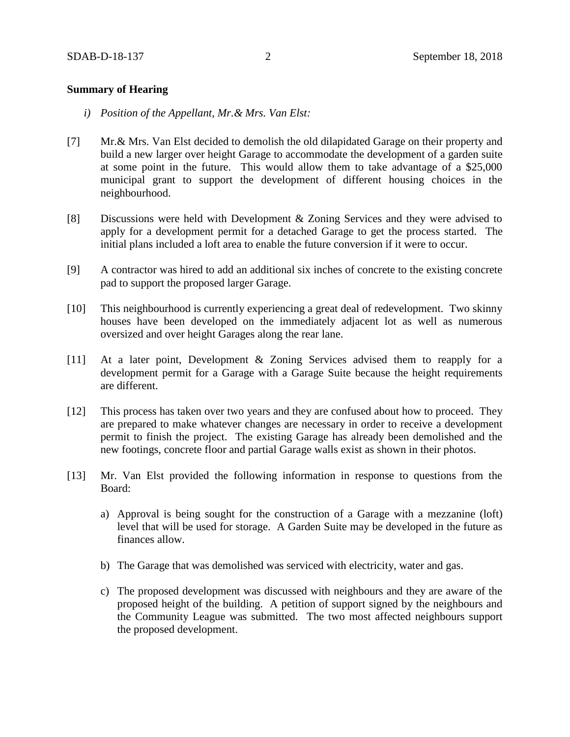**Summary of Hearing**

*i) Position of the Appellant, Mr.& Mrs. Van Elst:*

[7] Mr.& Mrs. Van Elst decided to demolish the old dilapidated Garage on their property and build a new larger over height Garage to accommodate the development of a garden suite at some point in the future. This would allow them to take advantage of a $25,000 municipal grant to support the development of different housing choices in the neighbourhood.

[8] Discussions were held with Development & Zoning Services and they were advised to apply for a development permit for a detached Garage to get the process started. The initial plans included a loft area to enable the future conversion if it were to occur.

[9] A contractor was hired to add an additional six inches of concrete to the existing concrete pad to support the proposed larger Garage.

[10] This neighbourhood is currently experiencing a great deal of redevelopment. Two skinny houses have been developed on the immediately adjacent lot as well as numerous oversized and over height Garages along the rear lane.

[11] At a later point, Development & Zoning Services advised them to reapply for a development permit for a Garage with a Garage Suite because the height requirements are different.

[12] This process has taken over two years and they are confused about how to proceed. They are prepared to make whatever changes are necessary in order to receive a development permit to finish the project. The existing Garage has already been demolished and the new footings, concrete floor and partial Garage walls exist as shown in their photos.

[13] Mr. Van Elst provided the following information in response to questions from the Board:

a) Approval is being sought for the construction of a Garage with a mezzanine (loft) level that will be used for storage. A Garden Suite may be developed in the future as finances allow.

b) The Garage that was demolished was serviced with electricity, water and gas.

c) The proposed development was discussed with neighbours and they are aware of the proposed height of the building. A petition of support signed by the neighbours and the Community League was submitted. The two most affected neighbours support the proposed development.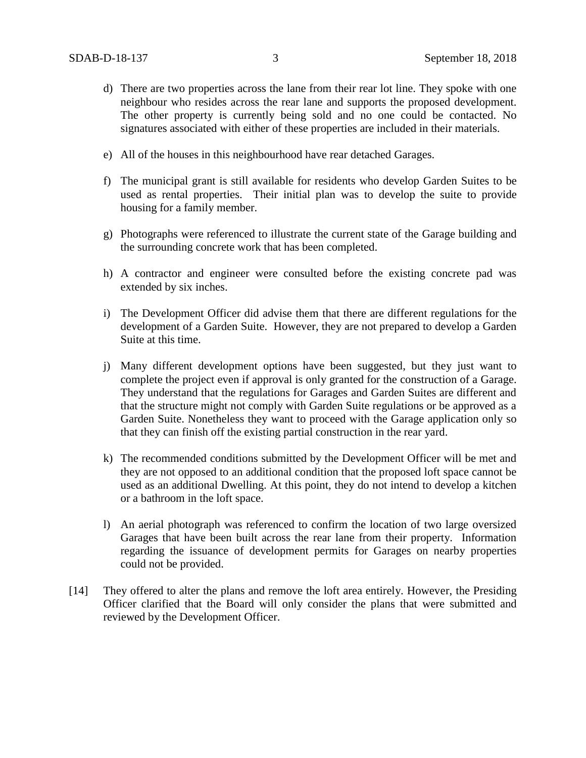d) There are two properties across the lane from their rear lot line. They spoke with one neighbour who resides across the rear lane and supports the proposed development. The other property is currently being sold and no one could be contacted. No signatures associated with either of these properties are included in their materials.

e) All of the houses in this neighbourhood have rear detached Garages.

f) The municipal grant is still available for residents who develop Garden Suites to be used as rental properties. Their initial plan was to develop the suite to provide housing for a family member.

g) Photographs were referenced to illustrate the current state of the Garage building and the surrounding concrete work that has been completed.

h) A contractor and engineer were consulted before the existing concrete pad was extended by six inches.

i) The Development Officer did advise them that there are different regulations for the development of a Garden Suite. However, they are not prepared to develop a Garden Suite at this time.

j) Many different development options have been suggested, but they just want to complete the project even if approval is only granted for the construction of a Garage. They understand that the regulations for Garages and Garden Suites are different and that the structure might not comply with Garden Suite regulations or be approved as a Garden Suite. Nonetheless they want to proceed with the Garage application only so that they can finish off the existing partial construction in the rear yard.

k) The recommended conditions submitted by the Development Officer will be met and they are not opposed to an additional condition that the proposed loft space cannot be used as an additional Dwelling. At this point, they do not intend to develop a kitchen or a bathroom in the loft space.

l) An aerial photograph was referenced to confirm the location of two large oversized Garages that have been built across the rear lane from their property. Information regarding the issuance of development permits for Garages on nearby properties could not be provided.

[14] They offered to alter the plans and remove the loft area entirely. However, the Presiding Officer clarified that the Board will only consider the plans that were submitted and reviewed by the Development Officer.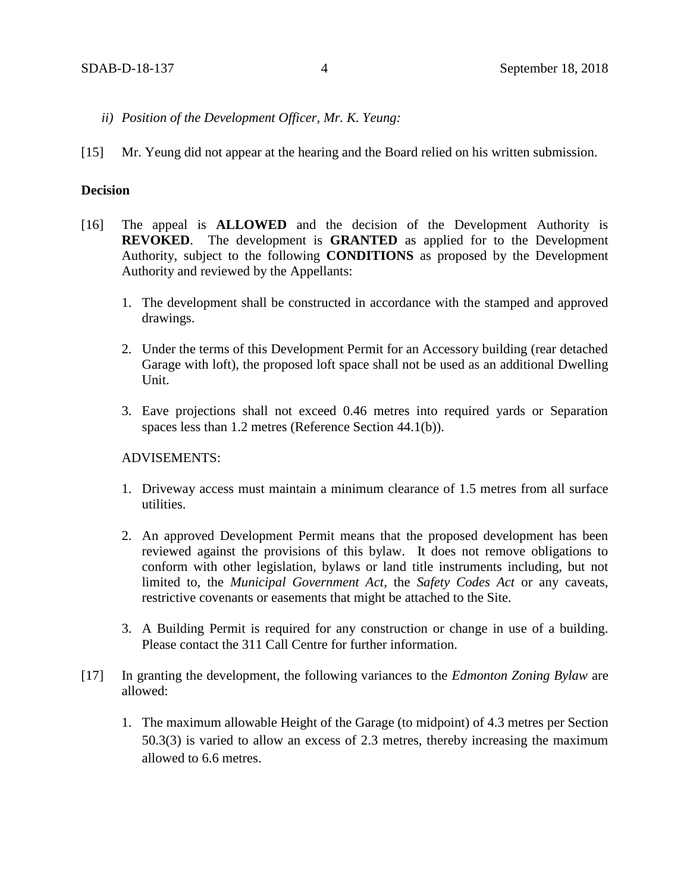*ii) Position of the Development Officer, Mr. K. Yeung:*

[15] Mr. Yeung did not appear at the hearing and the Board relied on his written submission.

**Decision**

[16] The appeal is **ALLOWED** and the decision of the Development Authority is **REVOKED**. The development is **GRANTED** as applied for to the Development Authority, subject to the following **CONDITIONS** as proposed by the Development Authority and reviewed by the Appellants:

1. The development shall be constructed in accordance with the stamped and approved drawings.

2. Under the terms of this Development Permit for an Accessory building (rear detached Garage with loft), the proposed loft space shall not be used as an additional Dwelling Unit.

3. Eave projections shall not exceed 0.46 metres into required yards or Separation spaces less than 1.2 metres (Reference Section 44.1(b)).

ADVISEMENTS:

1. Driveway access must maintain a minimum clearance of 1.5 metres from all surface utilities.

2. An approved Development Permit means that the proposed development has been reviewed against the provisions of this bylaw. It does not remove obligations to conform with other legislation, bylaws or land title instruments including, but not limited to, the *Municipal Government Act*, the *Safety Codes Act* or any caveats, restrictive covenants or easements that might be attached to the Site.

3. A Building Permit is required for any construction or change in use of a building. Please contact the 311 Call Centre for further information.

[17] In granting the development, the following variances to the *Edmonton Zoning Bylaw* are allowed:

1. The maximum allowable Height of the Garage (to midpoint) of 4.3 metres per Section 50.3(3) is varied to allow an excess of 2.3 metres, thereby increasing the maximum allowed to 6.6 metres.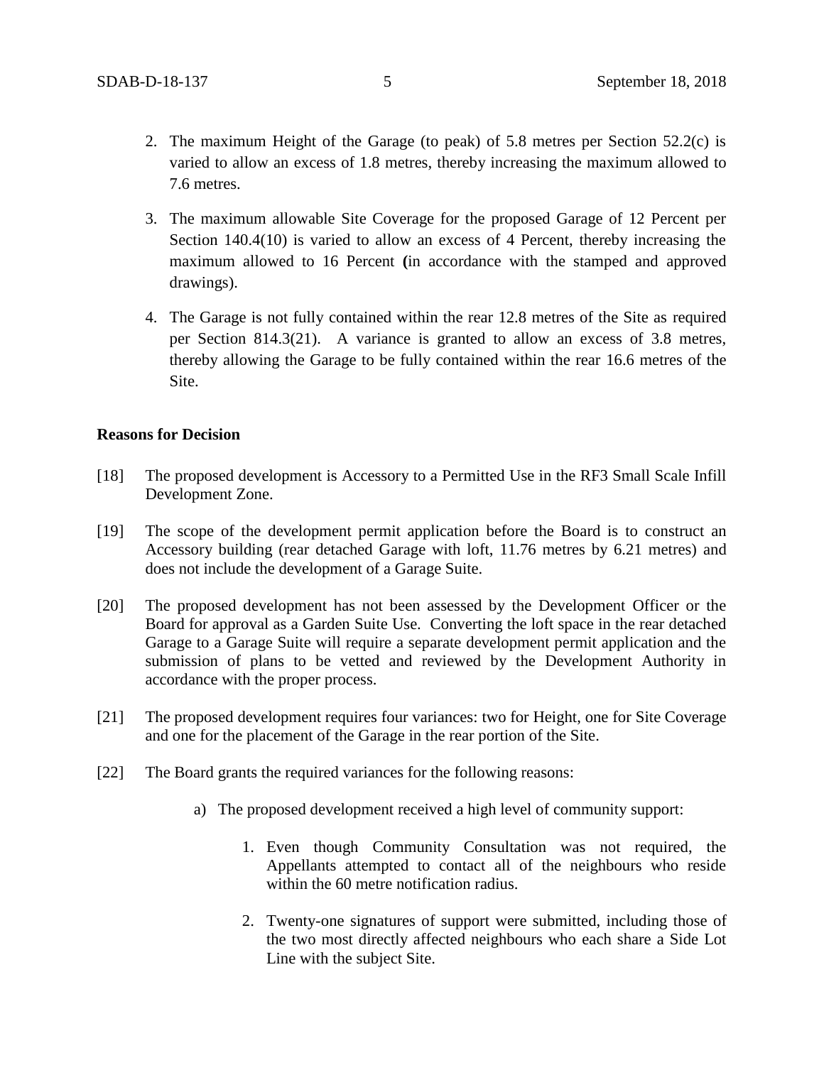2. The maximum Height of the Garage (to peak) of 5.8 metres per Section 52.2(c) is varied to allow an excess of 1.8 metres, thereby increasing the maximum allowed to 7.6 metres.

3. The maximum allowable Site Coverage for the proposed Garage of 12 Percent per Section 140.4(10) is varied to allow an excess of 4 Percent, thereby increasing the maximum allowed to 16 Percent **(**in accordance with the stamped and approved drawings).

4. The Garage is not fully contained within the rear 12.8 metres of the Site as required per Section 814.3(21). A variance is granted to allow an excess of 3.8 metres, thereby allowing the Garage to be fully contained within the rear 16.6 metres of the Site.

**Reasons for Decision**

[18] The proposed development is Accessory to a Permitted Use in the RF3 Small Scale Infill Development Zone.

[19] The scope of the development permit application before the Board is to construct an Accessory building (rear detached Garage with loft, 11.76 metres by 6.21 metres) and does not include the development of a Garage Suite.

[20] The proposed development has not been assessed by the Development Officer or the Board for approval as a Garden Suite Use. Converting the loft space in the rear detached Garage to a Garage Suite will require a separate development permit application and the submission of plans to be vetted and reviewed by the Development Authority in accordance with the proper process.

[21] The proposed development requires four variances: two for Height, one for Site Coverage and one for the placement of the Garage in the rear portion of the Site.

[22] The Board grants the required variances for the following reasons:

a) The proposed development received a high level of community support:

1. Even though Community Consultation was not required, the Appellants attempted to contact all of the neighbours who reside within the 60 metre notification radius.

2. Twenty-one signatures of support were submitted, including those of the two most directly affected neighbours who each share a Side Lot Line with the subject Site.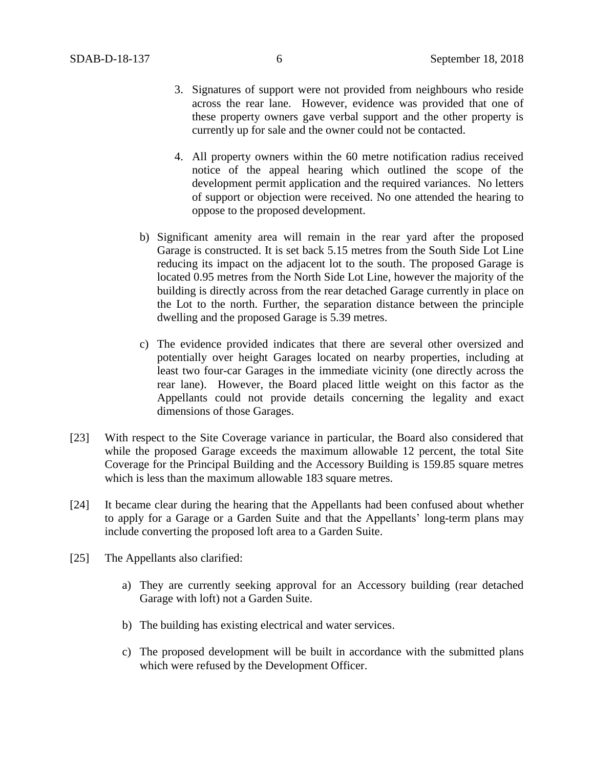3. Signatures of support were not provided from neighbours who reside across the rear lane. However, evidence was provided that one of these property owners gave verbal support and the other property is currently up for sale and the owner could not be contacted.

4. All property owners within the 60 metre notification radius received notice of the appeal hearing which outlined the scope of the development permit application and the required variances. No letters of support or objection were received. No one attended the hearing to oppose to the proposed development.

b) Significant amenity area will remain in the rear yard after the proposed Garage is constructed. It is set back 5.15 metres from the South Side Lot Line reducing its impact on the adjacent lot to the south. The proposed Garage is located 0.95 metres from the North Side Lot Line, however the majority of the building is directly across from the rear detached Garage currently in place on the Lot to the north. Further, the separation distance between the principle dwelling and the proposed Garage is 5.39 metres.

c) The evidence provided indicates that there are several other oversized and potentially over height Garages located on nearby properties, including at least two four-car Garages in the immediate vicinity (one directly across the rear lane). However, the Board placed little weight on this factor as the Appellants could not provide details concerning the legality and exact dimensions of those Garages.

[23] With respect to the Site Coverage variance in particular, the Board also considered that while the proposed Garage exceeds the maximum allowable 12 percent, the total Site Coverage for the Principal Building and the Accessory Building is 159.85 square metres which is less than the maximum allowable 183 square metres.

[24] It became clear during the hearing that the Appellants had been confused about whether to apply for a Garage or a Garden Suite and that the Appellants' long-term plans may include converting the proposed loft area to a Garden Suite.

[25] The Appellants also clarified:

a) They are currently seeking approval for an Accessory building (rear detached Garage with loft) not a Garden Suite.

b) The building has existing electrical and water services.

c) The proposed development will be built in accordance with the submitted plans which were refused by the Development Officer.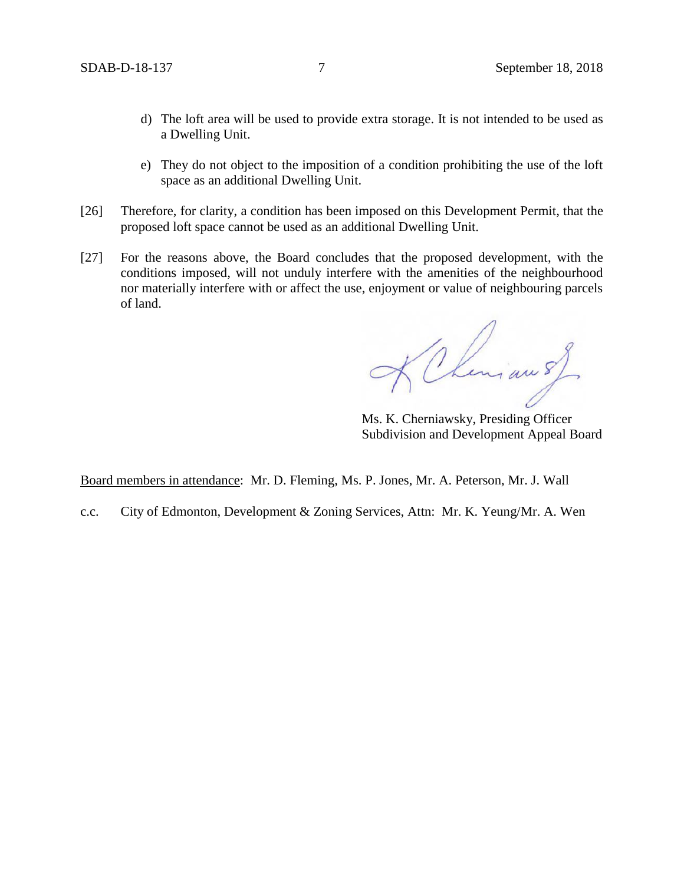d) The loft area will be used to provide extra storage. It is not intended to be used as a Dwelling Unit.

e) They do not object to the imposition of a condition prohibiting the use of the loft space as an additional Dwelling Unit.

[26] Therefore, for clarity, a condition has been imposed on this Development Permit, that the proposed loft space cannot be used as an additional Dwelling Unit.

[27] For the reasons above, the Board concludes that the proposed development, with the conditions imposed, will not unduly interfere with the amenities of the neighbourhood nor materially interfere with or affect the use, enjoyment or value of neighbouring parcels of land.

Ms. K. Cherniawsky, Presiding Officer
Subdivision and Development Appeal Board

<u>Board members in attendance</u>: Mr. D. Fleming, Ms. P. Jones, Mr. A. Peterson, Mr. J. Wall

c.c. City of Edmonton, Development & Zoning Services, Attn: Mr. K. Yeung/Mr. A. Wen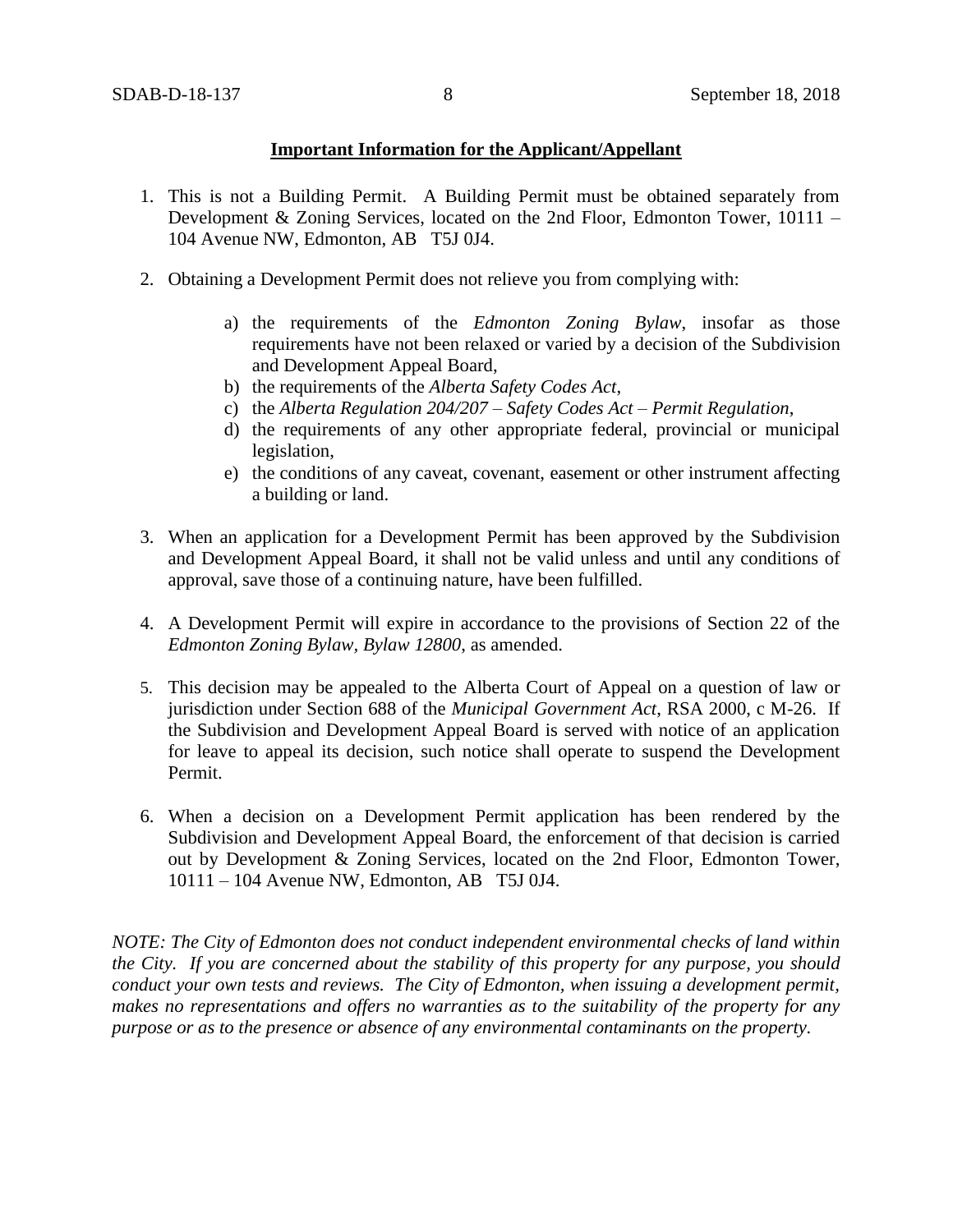**Important Information for the Applicant/Appellant**

1. This is not a Building Permit. A Building Permit must be obtained separately from Development & Zoning Services, located on the 2nd Floor, Edmonton Tower, 10111 – 104 Avenue NW, Edmonton, AB T5J 0J4.

2. Obtaining a Development Permit does not relieve you from complying with:

   a) the requirements of the *Edmonton Zoning Bylaw*, insofar as those requirements have not been relaxed or varied by a decision of the Subdivision and Development Appeal Board,
   b) the requirements of the *Alberta Safety Codes Act*,
   c) the *Alberta Regulation 204/207 – Safety Codes Act – Permit Regulation*,
   d) the requirements of any other appropriate federal, provincial or municipal legislation,
   e) the conditions of any caveat, covenant, easement or other instrument affecting a building or land.

3. When an application for a Development Permit has been approved by the Subdivision and Development Appeal Board, it shall not be valid unless and until any conditions of approval, save those of a continuing nature, have been fulfilled.

4. A Development Permit will expire in accordance to the provisions of Section 22 of the *Edmonton Zoning Bylaw, Bylaw 12800*, as amended.

5. This decision may be appealed to the Alberta Court of Appeal on a question of law or jurisdiction under Section 688 of the *Municipal Government Act*, RSA 2000, c M-26. If the Subdivision and Development Appeal Board is served with notice of an application for leave to appeal its decision, such notice shall operate to suspend the Development Permit.

6. When a decision on a Development Permit application has been rendered by the Subdivision and Development Appeal Board, the enforcement of that decision is carried out by Development & Zoning Services, located on the 2nd Floor, Edmonton Tower, 10111 – 104 Avenue NW, Edmonton, AB T5J 0J4.

*NOTE: The City of Edmonton does not conduct independent environmental checks of land within the City. If you are concerned about the stability of this property for any purpose, you should conduct your own tests and reviews. The City of Edmonton, when issuing a development permit, makes no representations and offers no warranties as to the suitability of the property for any purpose or as to the presence or absence of any environmental contaminants on the property.*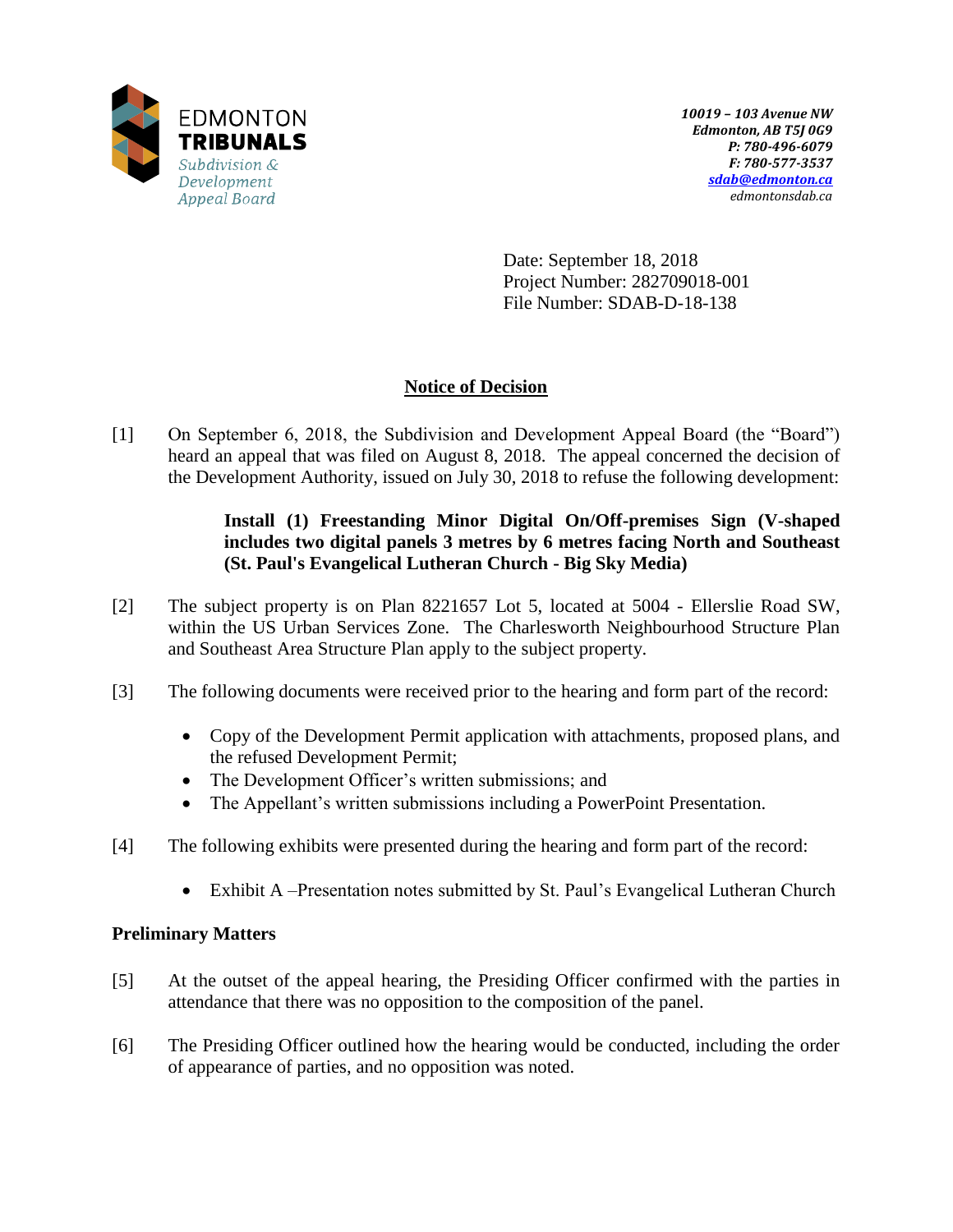EDMONTON
**TRIBUNALS**
*Subdivision & Development Appeal Board*

*10019 – 103 Avenue NW*
*Edmonton, AB T5J 0G9*
*P: 780-496-6079*
*F: 780-577-3537*
*sdab@edmonton.ca*
*edmontonsdab.ca*

Date: September 18, 2018
Project Number: 282709018-001
File Number: SDAB-D-18-138

## Notice of Decision

[1] On September 6, 2018, the Subdivision and Development Appeal Board (the "Board") heard an appeal that was filed on August 8, 2018. The appeal concerned the decision of the Development Authority, issued on July 30, 2018 to refuse the following development:

> **Install (1) Freestanding Minor Digital On/Off-premises Sign (V-shaped includes two digital panels 3 metres by 6 metres facing North and Southeast (St. Paul's Evangelical Lutheran Church - Big Sky Media)**

[2] The subject property is on Plan 8221657 Lot 5, located at 5004 - Ellerslie Road SW, within the US Urban Services Zone. The Charlesworth Neighbourhood Structure Plan and Southeast Area Structure Plan apply to the subject property.

[3] The following documents were received prior to the hearing and form part of the record:

- Copy of the Development Permit application with attachments, proposed plans, and the refused Development Permit;
- The Development Officer's written submissions; and
- The Appellant's written submissions including a PowerPoint Presentation.

[4] The following exhibits were presented during the hearing and form part of the record:

- Exhibit A –Presentation notes submitted by St. Paul's Evangelical Lutheran Church

### Preliminary Matters

[5] At the outset of the appeal hearing, the Presiding Officer confirmed with the parties in attendance that there was no opposition to the composition of the panel.

[6] The Presiding Officer outlined how the hearing would be conducted, including the order of appearance of parties, and no opposition was noted.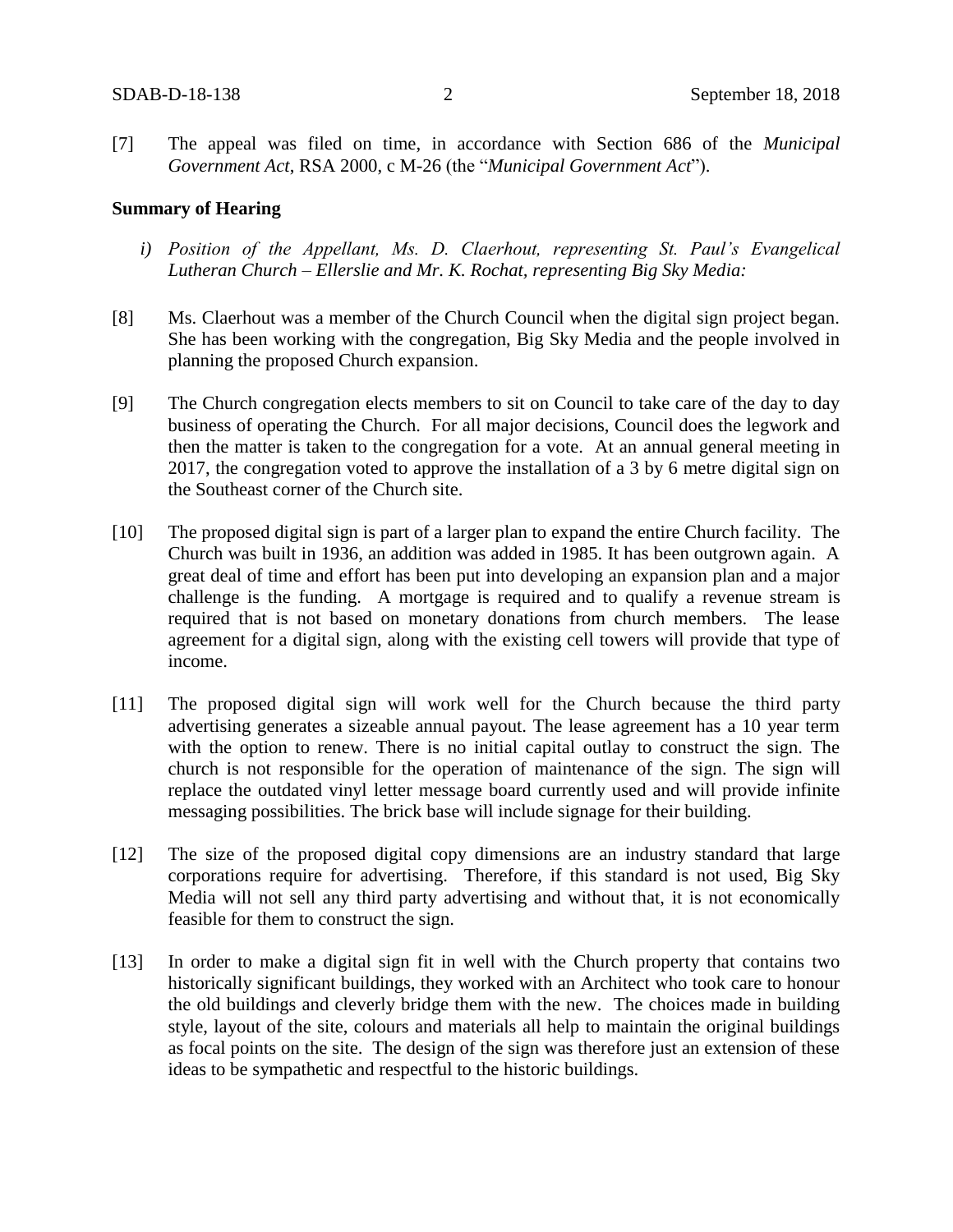[7] The appeal was filed on time, in accordance with Section 686 of the *Municipal Government Act*, RSA 2000, c M-26 (the "*Municipal Government Act*").

**Summary of Hearing**

*i) Position of the Appellant, Ms. D. Claerhout, representing St. Paul's Evangelical Lutheran Church – Ellerslie and Mr. K. Rochat, representing Big Sky Media:*

[8] Ms. Claerhout was a member of the Church Council when the digital sign project began. She has been working with the congregation, Big Sky Media and the people involved in planning the proposed Church expansion.

[9] The Church congregation elects members to sit on Council to take care of the day to day business of operating the Church. For all major decisions, Council does the legwork and then the matter is taken to the congregation for a vote. At an annual general meeting in 2017, the congregation voted to approve the installation of a 3 by 6 metre digital sign on the Southeast corner of the Church site.

[10] The proposed digital sign is part of a larger plan to expand the entire Church facility. The Church was built in 1936, an addition was added in 1985. It has been outgrown again. A great deal of time and effort has been put into developing an expansion plan and a major challenge is the funding. A mortgage is required and to qualify a revenue stream is required that is not based on monetary donations from church members. The lease agreement for a digital sign, along with the existing cell towers will provide that type of income.

[11] The proposed digital sign will work well for the Church because the third party advertising generates a sizeable annual payout. The lease agreement has a 10 year term with the option to renew. There is no initial capital outlay to construct the sign. The church is not responsible for the operation of maintenance of the sign. The sign will replace the outdated vinyl letter message board currently used and will provide infinite messaging possibilities. The brick base will include signage for their building.

[12] The size of the proposed digital copy dimensions are an industry standard that large corporations require for advertising. Therefore, if this standard is not used, Big Sky Media will not sell any third party advertising and without that, it is not economically feasible for them to construct the sign.

[13] In order to make a digital sign fit in well with the Church property that contains two historically significant buildings, they worked with an Architect who took care to honour the old buildings and cleverly bridge them with the new. The choices made in building style, layout of the site, colours and materials all help to maintain the original buildings as focal points on the site. The design of the sign was therefore just an extension of these ideas to be sympathetic and respectful to the historic buildings.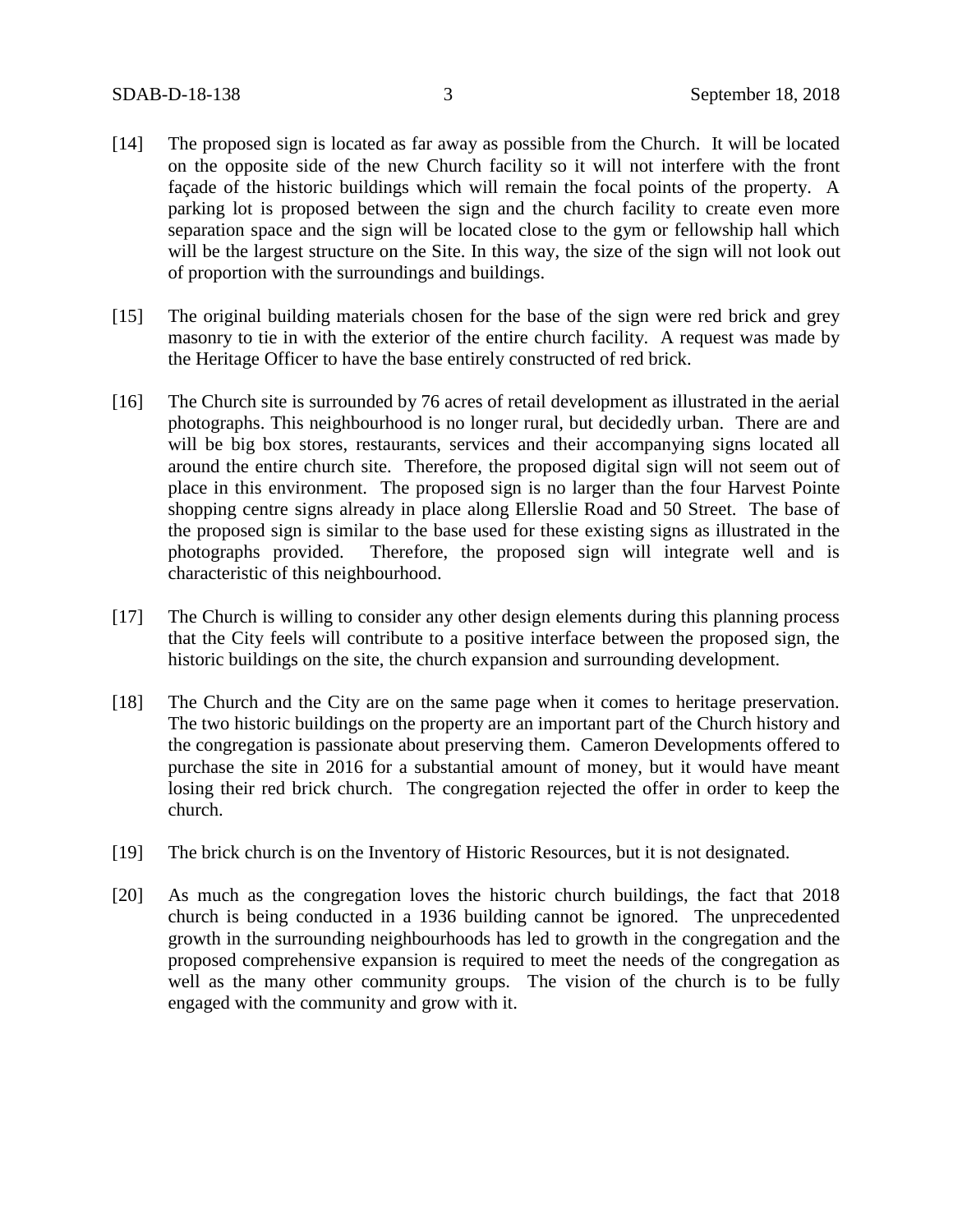[14] The proposed sign is located as far away as possible from the Church. It will be located on the opposite side of the new Church facility so it will not interfere with the front façade of the historic buildings which will remain the focal points of the property. A parking lot is proposed between the sign and the church facility to create even more separation space and the sign will be located close to the gym or fellowship hall which will be the largest structure on the Site. In this way, the size of the sign will not look out of proportion with the surroundings and buildings.

[15] The original building materials chosen for the base of the sign were red brick and grey masonry to tie in with the exterior of the entire church facility. A request was made by the Heritage Officer to have the base entirely constructed of red brick.

[16] The Church site is surrounded by 76 acres of retail development as illustrated in the aerial photographs. This neighbourhood is no longer rural, but decidedly urban. There are and will be big box stores, restaurants, services and their accompanying signs located all around the entire church site. Therefore, the proposed digital sign will not seem out of place in this environment. The proposed sign is no larger than the four Harvest Pointe shopping centre signs already in place along Ellerslie Road and 50 Street. The base of the proposed sign is similar to the base used for these existing signs as illustrated in the photographs provided. Therefore, the proposed sign will integrate well and is characteristic of this neighbourhood.

[17] The Church is willing to consider any other design elements during this planning process that the City feels will contribute to a positive interface between the proposed sign, the historic buildings on the site, the church expansion and surrounding development.

[18] The Church and the City are on the same page when it comes to heritage preservation. The two historic buildings on the property are an important part of the Church history and the congregation is passionate about preserving them. Cameron Developments offered to purchase the site in 2016 for a substantial amount of money, but it would have meant losing their red brick church. The congregation rejected the offer in order to keep the church.

[19] The brick church is on the Inventory of Historic Resources, but it is not designated.

[20] As much as the congregation loves the historic church buildings, the fact that 2018 church is being conducted in a 1936 building cannot be ignored. The unprecedented growth in the surrounding neighbourhoods has led to growth in the congregation and the proposed comprehensive expansion is required to meet the needs of the congregation as well as the many other community groups. The vision of the church is to be fully engaged with the community and grow with it.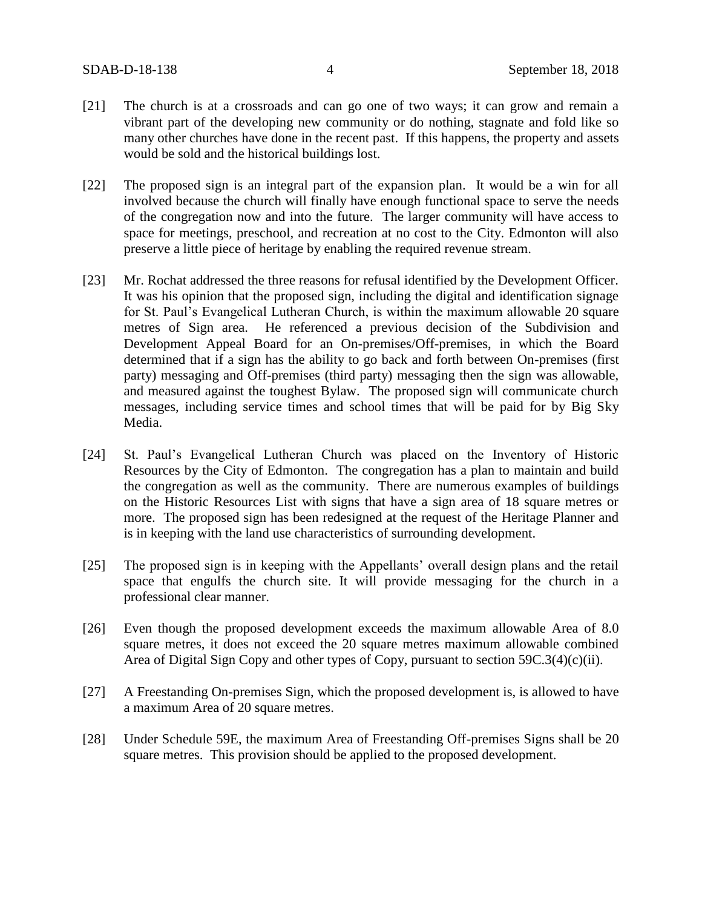[21] The church is at a crossroads and can go one of two ways; it can grow and remain a vibrant part of the developing new community or do nothing, stagnate and fold like so many other churches have done in the recent past. If this happens, the property and assets would be sold and the historical buildings lost.

[22] The proposed sign is an integral part of the expansion plan. It would be a win for all involved because the church will finally have enough functional space to serve the needs of the congregation now and into the future. The larger community will have access to space for meetings, preschool, and recreation at no cost to the City. Edmonton will also preserve a little piece of heritage by enabling the required revenue stream.

[23] Mr. Rochat addressed the three reasons for refusal identified by the Development Officer. It was his opinion that the proposed sign, including the digital and identification signage for St. Paul's Evangelical Lutheran Church, is within the maximum allowable 20 square metres of Sign area. He referenced a previous decision of the Subdivision and Development Appeal Board for an On-premises/Off-premises, in which the Board determined that if a sign has the ability to go back and forth between On-premises (first party) messaging and Off-premises (third party) messaging then the sign was allowable, and measured against the toughest Bylaw. The proposed sign will communicate church messages, including service times and school times that will be paid for by Big Sky Media.

[24] St. Paul's Evangelical Lutheran Church was placed on the Inventory of Historic Resources by the City of Edmonton. The congregation has a plan to maintain and build the congregation as well as the community. There are numerous examples of buildings on the Historic Resources List with signs that have a sign area of 18 square metres or more. The proposed sign has been redesigned at the request of the Heritage Planner and is in keeping with the land use characteristics of surrounding development.

[25] The proposed sign is in keeping with the Appellants' overall design plans and the retail space that engulfs the church site. It will provide messaging for the church in a professional clear manner.

[26] Even though the proposed development exceeds the maximum allowable Area of 8.0 square metres, it does not exceed the 20 square metres maximum allowable combined Area of Digital Sign Copy and other types of Copy, pursuant to section 59C.3(4)(c)(ii).

[27] A Freestanding On-premises Sign, which the proposed development is, is allowed to have a maximum Area of 20 square metres.

[28] Under Schedule 59E, the maximum Area of Freestanding Off-premises Signs shall be 20 square metres. This provision should be applied to the proposed development.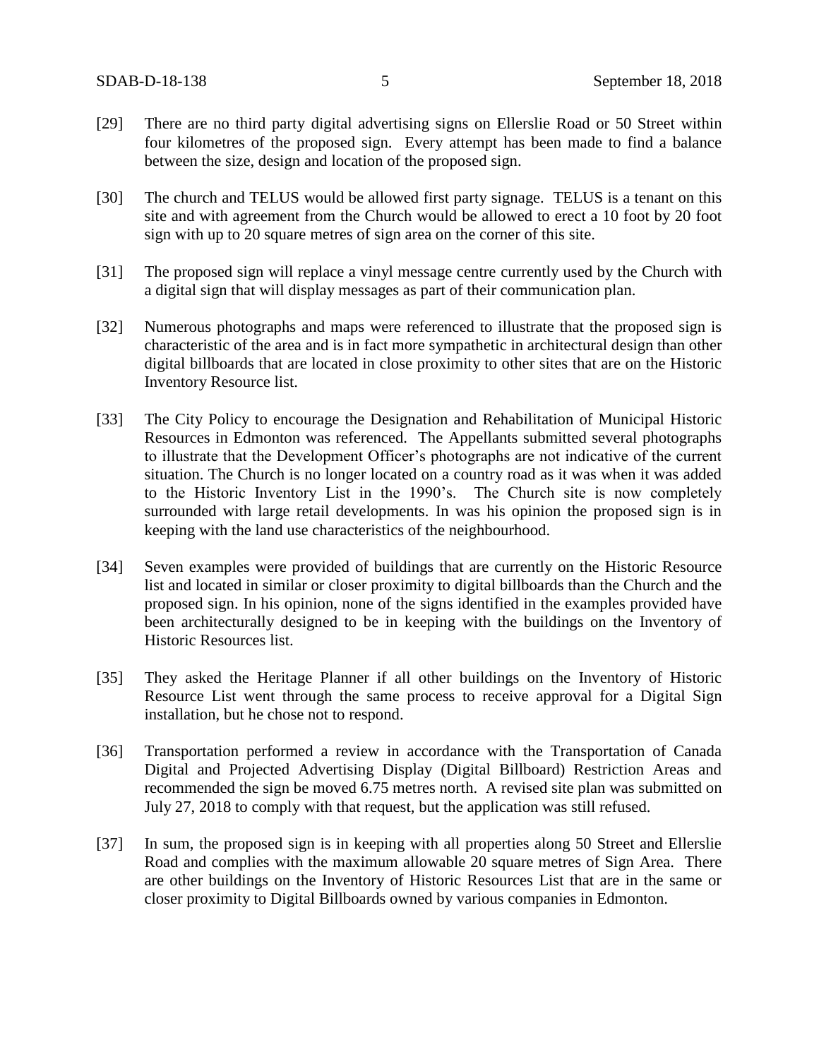[29] There are no third party digital advertising signs on Ellerslie Road or 50 Street within four kilometres of the proposed sign. Every attempt has been made to find a balance between the size, design and location of the proposed sign.

[30] The church and TELUS would be allowed first party signage. TELUS is a tenant on this site and with agreement from the Church would be allowed to erect a 10 foot by 20 foot sign with up to 20 square metres of sign area on the corner of this site.

[31] The proposed sign will replace a vinyl message centre currently used by the Church with a digital sign that will display messages as part of their communication plan.

[32] Numerous photographs and maps were referenced to illustrate that the proposed sign is characteristic of the area and is in fact more sympathetic in architectural design than other digital billboards that are located in close proximity to other sites that are on the Historic Inventory Resource list.

[33] The City Policy to encourage the Designation and Rehabilitation of Municipal Historic Resources in Edmonton was referenced. The Appellants submitted several photographs to illustrate that the Development Officer's photographs are not indicative of the current situation. The Church is no longer located on a country road as it was when it was added to the Historic Inventory List in the 1990's. The Church site is now completely surrounded with large retail developments. In was his opinion the proposed sign is in keeping with the land use characteristics of the neighbourhood.

[34] Seven examples were provided of buildings that are currently on the Historic Resource list and located in similar or closer proximity to digital billboards than the Church and the proposed sign. In his opinion, none of the signs identified in the examples provided have been architecturally designed to be in keeping with the buildings on the Inventory of Historic Resources list.

[35] They asked the Heritage Planner if all other buildings on the Inventory of Historic Resource List went through the same process to receive approval for a Digital Sign installation, but he chose not to respond.

[36] Transportation performed a review in accordance with the Transportation of Canada Digital and Projected Advertising Display (Digital Billboard) Restriction Areas and recommended the sign be moved 6.75 metres north. A revised site plan was submitted on July 27, 2018 to comply with that request, but the application was still refused.

[37] In sum, the proposed sign is in keeping with all properties along 50 Street and Ellerslie Road and complies with the maximum allowable 20 square metres of Sign Area. There are other buildings on the Inventory of Historic Resources List that are in the same or closer proximity to Digital Billboards owned by various companies in Edmonton.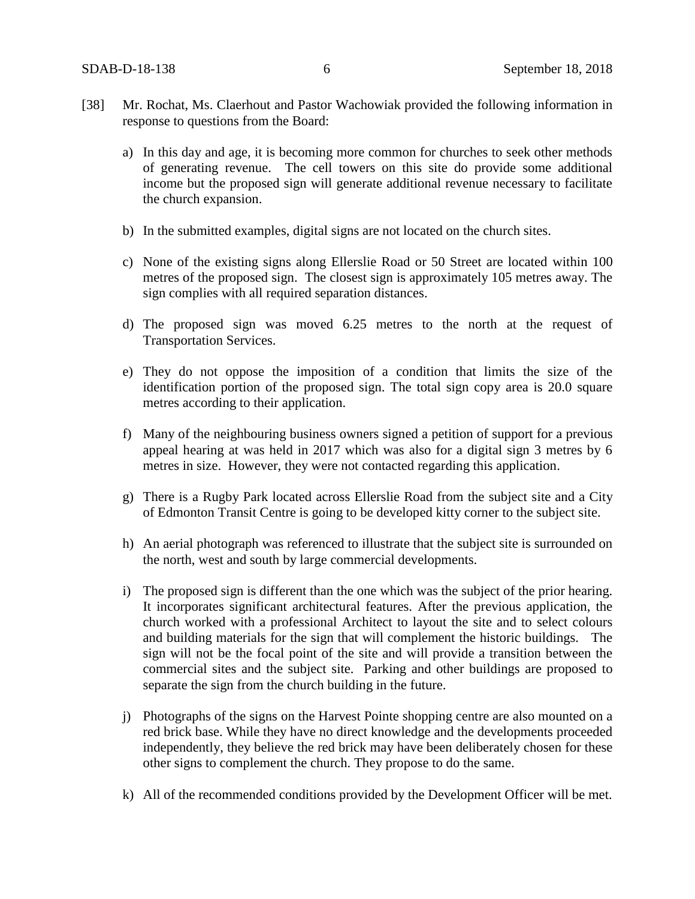[38] Mr. Rochat, Ms. Claerhout and Pastor Wachowiak provided the following information in response to questions from the Board:

a) In this day and age, it is becoming more common for churches to seek other methods of generating revenue. The cell towers on this site do provide some additional income but the proposed sign will generate additional revenue necessary to facilitate the church expansion.

b) In the submitted examples, digital signs are not located on the church sites.

c) None of the existing signs along Ellerslie Road or 50 Street are located within 100 metres of the proposed sign. The closest sign is approximately 105 metres away. The sign complies with all required separation distances.

d) The proposed sign was moved 6.25 metres to the north at the request of Transportation Services.

e) They do not oppose the imposition of a condition that limits the size of the identification portion of the proposed sign. The total sign copy area is 20.0 square metres according to their application.

f) Many of the neighbouring business owners signed a petition of support for a previous appeal hearing at was held in 2017 which was also for a digital sign 3 metres by 6 metres in size. However, they were not contacted regarding this application.

g) There is a Rugby Park located across Ellerslie Road from the subject site and a City of Edmonton Transit Centre is going to be developed kitty corner to the subject site.

h) An aerial photograph was referenced to illustrate that the subject site is surrounded on the north, west and south by large commercial developments.

i) The proposed sign is different than the one which was the subject of the prior hearing. It incorporates significant architectural features. After the previous application, the church worked with a professional Architect to layout the site and to select colours and building materials for the sign that will complement the historic buildings. The sign will not be the focal point of the site and will provide a transition between the commercial sites and the subject site. Parking and other buildings are proposed to separate the sign from the church building in the future.

j) Photographs of the signs on the Harvest Pointe shopping centre are also mounted on a red brick base. While they have no direct knowledge and the developments proceeded independently, they believe the red brick may have been deliberately chosen for these other signs to complement the church. They propose to do the same.

k) All of the recommended conditions provided by the Development Officer will be met.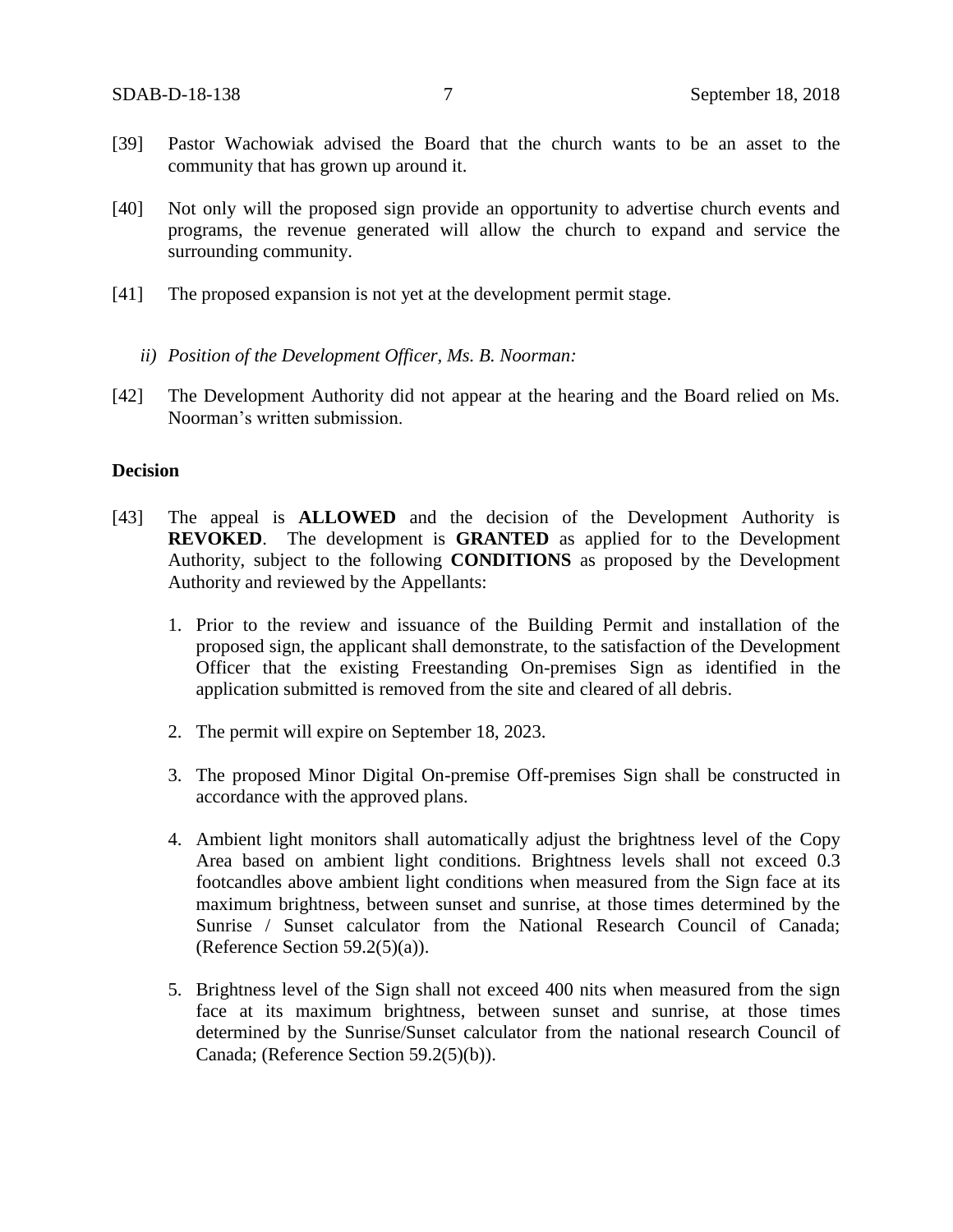[39] Pastor Wachowiak advised the Board that the church wants to be an asset to the community that has grown up around it.

[40] Not only will the proposed sign provide an opportunity to advertise church events and programs, the revenue generated will allow the church to expand and service the surrounding community.

[41] The proposed expansion is not yet at the development permit stage.

*ii) Position of the Development Officer, Ms. B. Noorman:*

[42] The Development Authority did not appear at the hearing and the Board relied on Ms. Noorman's written submission.

**Decision**

[43] The appeal is **ALLOWED** and the decision of the Development Authority is **REVOKED**. The development is **GRANTED** as applied for to the Development Authority, subject to the following **CONDITIONS** as proposed by the Development Authority and reviewed by the Appellants:

1. Prior to the review and issuance of the Building Permit and installation of the proposed sign, the applicant shall demonstrate, to the satisfaction of the Development Officer that the existing Freestanding On-premises Sign as identified in the application submitted is removed from the site and cleared of all debris.

2. The permit will expire on September 18, 2023.

3. The proposed Minor Digital On-premise Off-premises Sign shall be constructed in accordance with the approved plans.

4. Ambient light monitors shall automatically adjust the brightness level of the Copy Area based on ambient light conditions. Brightness levels shall not exceed 0.3 footcandles above ambient light conditions when measured from the Sign face at its maximum brightness, between sunset and sunrise, at those times determined by the Sunrise / Sunset calculator from the National Research Council of Canada; (Reference Section 59.2(5)(a)).

5. Brightness level of the Sign shall not exceed 400 nits when measured from the sign face at its maximum brightness, between sunset and sunrise, at those times determined by the Sunrise/Sunset calculator from the national research Council of Canada; (Reference Section 59.2(5)(b)).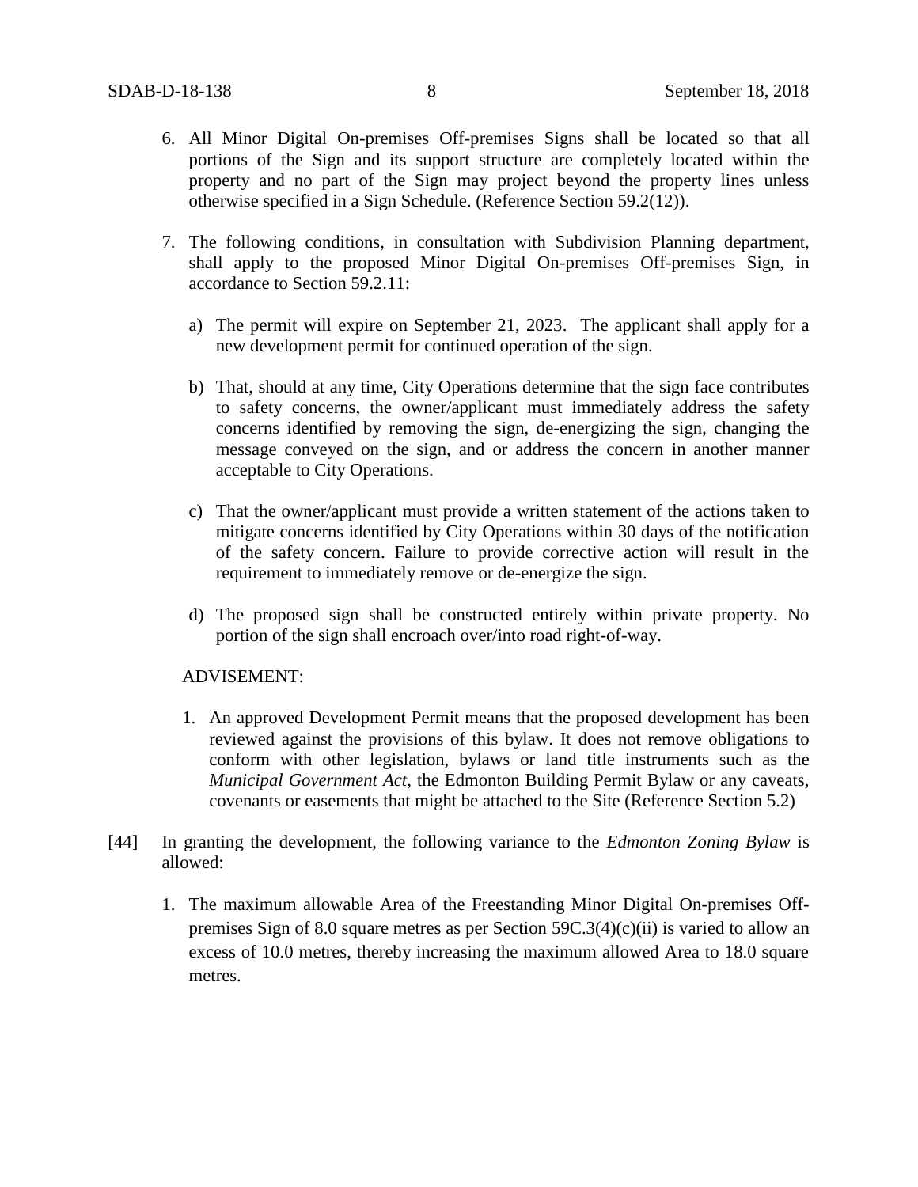6. All Minor Digital On-premises Off-premises Signs shall be located so that all portions of the Sign and its support structure are completely located within the property and no part of the Sign may project beyond the property lines unless otherwise specified in a Sign Schedule. (Reference Section 59.2(12)).

7. The following conditions, in consultation with Subdivision Planning department, shall apply to the proposed Minor Digital On-premises Off-premises Sign, in accordance to Section 59.2.11:

   a) The permit will expire on September 21, 2023. The applicant shall apply for a new development permit for continued operation of the sign.

   b) That, should at any time, City Operations determine that the sign face contributes to safety concerns, the owner/applicant must immediately address the safety concerns identified by removing the sign, de-energizing the sign, changing the message conveyed on the sign, and or address the concern in another manner acceptable to City Operations.

   c) That the owner/applicant must provide a written statement of the actions taken to mitigate concerns identified by City Operations within 30 days of the notification of the safety concern. Failure to provide corrective action will result in the requirement to immediately remove or de-energize the sign.

   d) The proposed sign shall be constructed entirely within private property. No portion of the sign shall encroach over/into road right-of-way.

ADVISEMENT:

1. An approved Development Permit means that the proposed development has been reviewed against the provisions of this bylaw. It does not remove obligations to conform with other legislation, bylaws or land title instruments such as the *Municipal Government Act*, the Edmonton Building Permit Bylaw or any caveats, covenants or easements that might be attached to the Site (Reference Section 5.2)

[44] In granting the development, the following variance to the *Edmonton Zoning Bylaw* is allowed:

1. The maximum allowable Area of the Freestanding Minor Digital On-premises Off-premises Sign of 8.0 square metres as per Section 59C.3(4)(c)(ii) is varied to allow an excess of 10.0 metres, thereby increasing the maximum allowed Area to 18.0 square metres.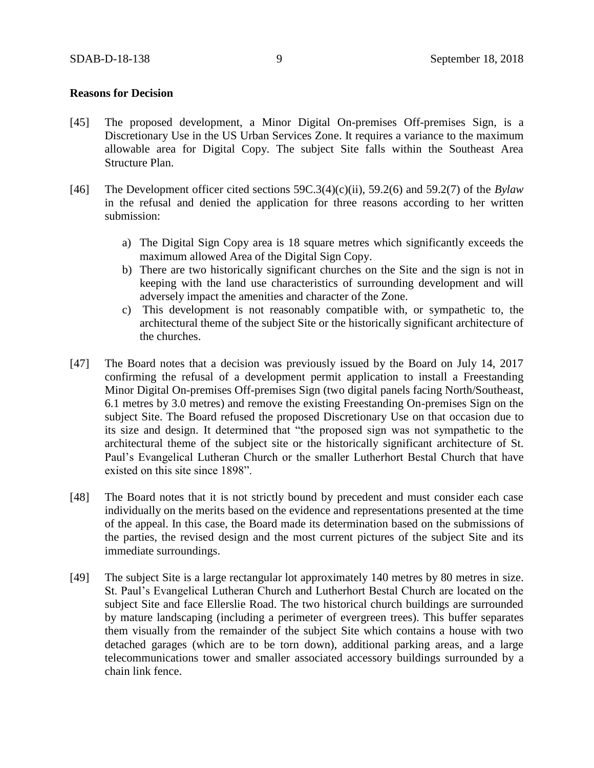**Reasons for Decision**

[45] The proposed development, a Minor Digital On-premises Off-premises Sign, is a Discretionary Use in the US Urban Services Zone. It requires a variance to the maximum allowable area for Digital Copy. The subject Site falls within the Southeast Area Structure Plan.

[46] The Development officer cited sections 59C.3(4)(c)(ii), 59.2(6) and 59.2(7) of the *Bylaw* in the refusal and denied the application for three reasons according to her written submission:

a) The Digital Sign Copy area is 18 square metres which significantly exceeds the maximum allowed Area of the Digital Sign Copy.

b) There are two historically significant churches on the Site and the sign is not in keeping with the land use characteristics of surrounding development and will adversely impact the amenities and character of the Zone.

c) This development is not reasonably compatible with, or sympathetic to, the architectural theme of the subject Site or the historically significant architecture of the churches.

[47] The Board notes that a decision was previously issued by the Board on July 14, 2017 confirming the refusal of a development permit application to install a Freestanding Minor Digital On-premises Off-premises Sign (two digital panels facing North/Southeast, 6.1 metres by 3.0 metres) and remove the existing Freestanding On-premises Sign on the subject Site. The Board refused the proposed Discretionary Use on that occasion due to its size and design. It determined that "the proposed sign was not sympathetic to the architectural theme of the subject site or the historically significant architecture of St. Paul's Evangelical Lutheran Church or the smaller Lutherhort Bestal Church that have existed on this site since 1898".

[48] The Board notes that it is not strictly bound by precedent and must consider each case individually on the merits based on the evidence and representations presented at the time of the appeal. In this case, the Board made its determination based on the submissions of the parties, the revised design and the most current pictures of the subject Site and its immediate surroundings.

[49] The subject Site is a large rectangular lot approximately 140 metres by 80 metres in size. St. Paul's Evangelical Lutheran Church and Lutherhort Bestal Church are located on the subject Site and face Ellerslie Road. The two historical church buildings are surrounded by mature landscaping (including a perimeter of evergreen trees). This buffer separates them visually from the remainder of the subject Site which contains a house with two detached garages (which are to be torn down), additional parking areas, and a large telecommunications tower and smaller associated accessory buildings surrounded by a chain link fence.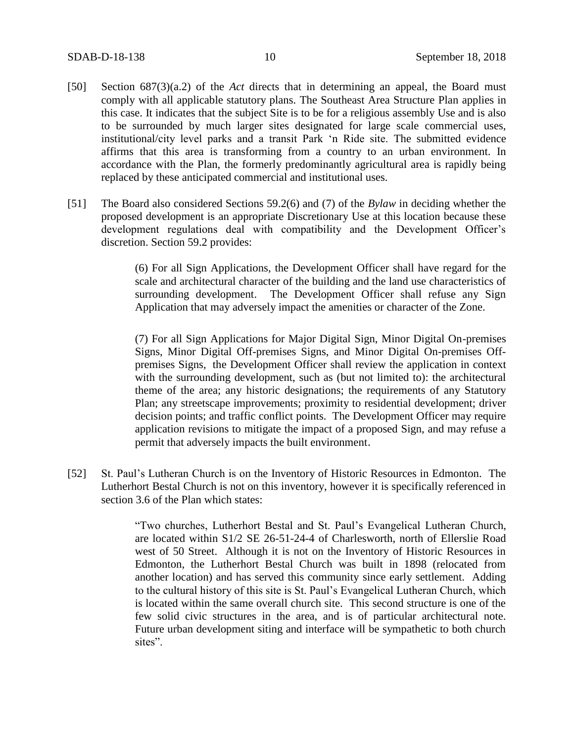[50] Section 687(3)(a.2) of the *Act* directs that in determining an appeal, the Board must comply with all applicable statutory plans. The Southeast Area Structure Plan applies in this case. It indicates that the subject Site is to be for a religious assembly Use and is also to be surrounded by much larger sites designated for large scale commercial uses, institutional/city level parks and a transit Park 'n Ride site. The submitted evidence affirms that this area is transforming from a country to an urban environment. In accordance with the Plan, the formerly predominantly agricultural area is rapidly being replaced by these anticipated commercial and institutional uses.

[51] The Board also considered Sections 59.2(6) and (7) of the *Bylaw* in deciding whether the proposed development is an appropriate Discretionary Use at this location because these development regulations deal with compatibility and the Development Officer's discretion. Section 59.2 provides:

> (6) For all Sign Applications, the Development Officer shall have regard for the scale and architectural character of the building and the land use characteristics of surrounding development. The Development Officer shall refuse any Sign Application that may adversely impact the amenities or character of the Zone.
>
> (7) For all Sign Applications for Major Digital Sign, Minor Digital On-premises Signs, Minor Digital Off-premises Signs, and Minor Digital On-premises Off-premises Signs, the Development Officer shall review the application in context with the surrounding development, such as (but not limited to): the architectural theme of the area; any historic designations; the requirements of any Statutory Plan; any streetscape improvements; proximity to residential development; driver decision points; and traffic conflict points. The Development Officer may require application revisions to mitigate the impact of a proposed Sign, and may refuse a permit that adversely impacts the built environment.

[52] St. Paul's Lutheran Church is on the Inventory of Historic Resources in Edmonton. The Lutherhort Bestal Church is not on this inventory, however it is specifically referenced in section 3.6 of the Plan which states:

> "Two churches, Lutherhort Bestal and St. Paul's Evangelical Lutheran Church, are located within S1/2 SE 26-51-24-4 of Charlesworth, north of Ellerslie Road west of 50 Street. Although it is not on the Inventory of Historic Resources in Edmonton, the Lutherhort Bestal Church was built in 1898 (relocated from another location) and has served this community since early settlement. Adding to the cultural history of this site is St. Paul's Evangelical Lutheran Church, which is located within the same overall church site. This second structure is one of the few solid civic structures in the area, and is of particular architectural note. Future urban development siting and interface will be sympathetic to both church sites".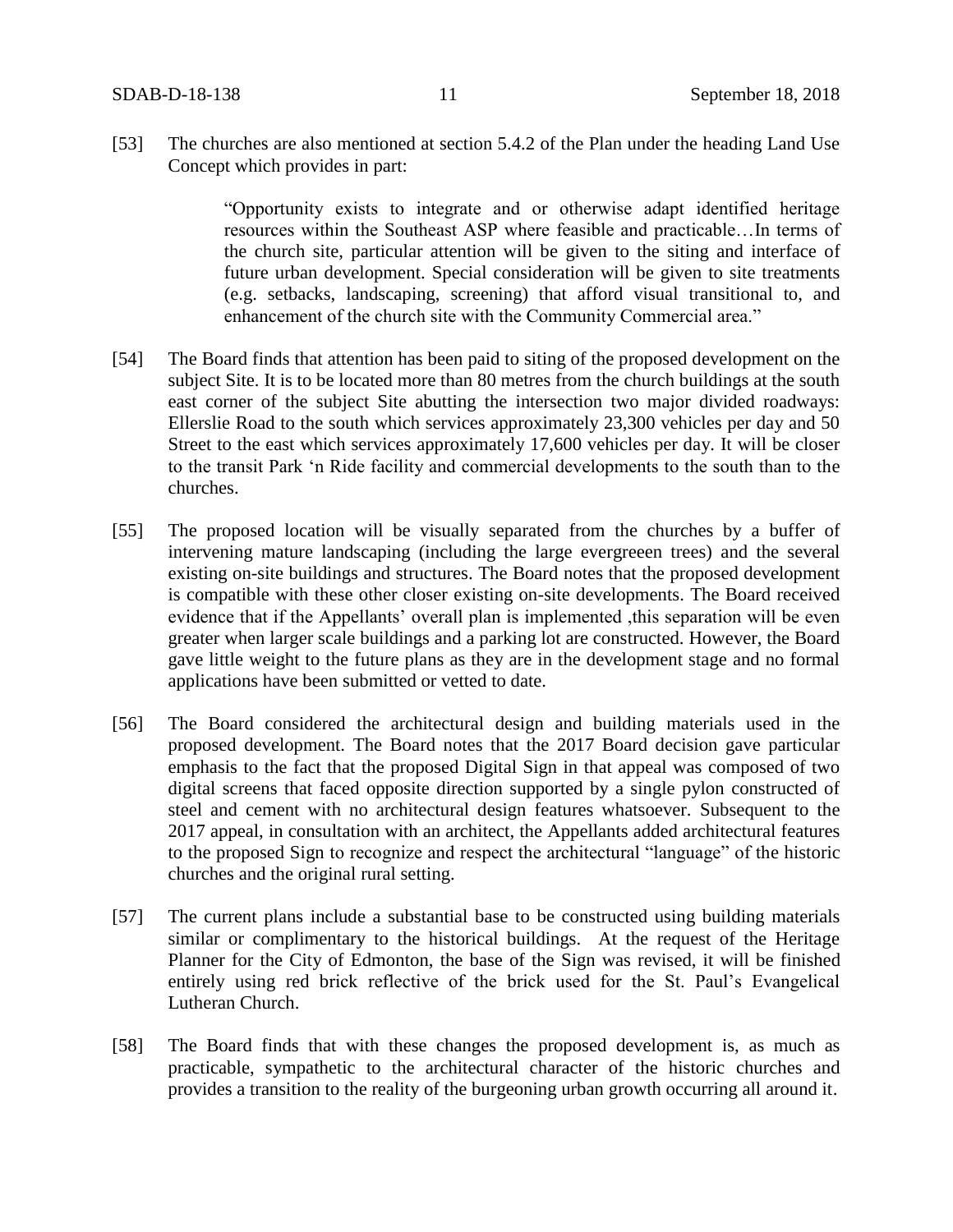[53] The churches are also mentioned at section 5.4.2 of the Plan under the heading Land Use Concept which provides in part:

> "Opportunity exists to integrate and or otherwise adapt identified heritage resources within the Southeast ASP where feasible and practicable…In terms of the church site, particular attention will be given to the siting and interface of future urban development. Special consideration will be given to site treatments (e.g. setbacks, landscaping, screening) that afford visual transitional to, and enhancement of the church site with the Community Commercial area."

[54] The Board finds that attention has been paid to siting of the proposed development on the subject Site. It is to be located more than 80 metres from the church buildings at the south east corner of the subject Site abutting the intersection two major divided roadways: Ellerslie Road to the south which services approximately 23,300 vehicles per day and 50 Street to the east which services approximately 17,600 vehicles per day. It will be closer to the transit Park 'n Ride facility and commercial developments to the south than to the churches.

[55] The proposed location will be visually separated from the churches by a buffer of intervening mature landscaping (including the large evergreeen trees) and the several existing on-site buildings and structures. The Board notes that the proposed development is compatible with these other closer existing on-site developments. The Board received evidence that if the Appellants' overall plan is implemented ,this separation will be even greater when larger scale buildings and a parking lot are constructed. However, the Board gave little weight to the future plans as they are in the development stage and no formal applications have been submitted or vetted to date.

[56] The Board considered the architectural design and building materials used in the proposed development. The Board notes that the 2017 Board decision gave particular emphasis to the fact that the proposed Digital Sign in that appeal was composed of two digital screens that faced opposite direction supported by a single pylon constructed of steel and cement with no architectural design features whatsoever. Subsequent to the 2017 appeal, in consultation with an architect, the Appellants added architectural features to the proposed Sign to recognize and respect the architectural "language" of the historic churches and the original rural setting.

[57] The current plans include a substantial base to be constructed using building materials similar or complimentary to the historical buildings. At the request of the Heritage Planner for the City of Edmonton, the base of the Sign was revised, it will be finished entirely using red brick reflective of the brick used for the St. Paul's Evangelical Lutheran Church.

[58] The Board finds that with these changes the proposed development is, as much as practicable, sympathetic to the architectural character of the historic churches and provides a transition to the reality of the burgeoning urban growth occurring all around it.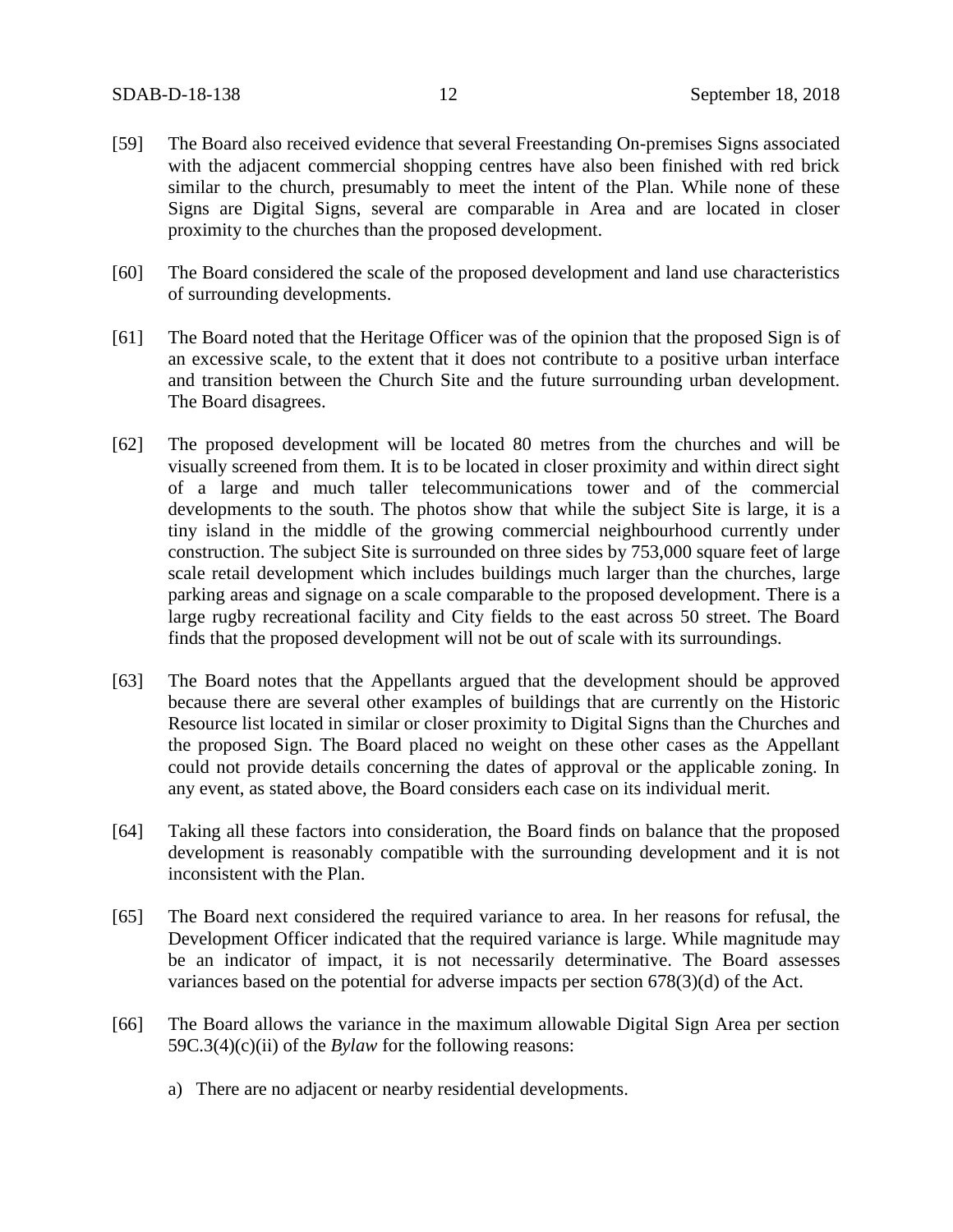[59] The Board also received evidence that several Freestanding On-premises Signs associated with the adjacent commercial shopping centres have also been finished with red brick similar to the church, presumably to meet the intent of the Plan. While none of these Signs are Digital Signs, several are comparable in Area and are located in closer proximity to the churches than the proposed development.

[60] The Board considered the scale of the proposed development and land use characteristics of surrounding developments.

[61] The Board noted that the Heritage Officer was of the opinion that the proposed Sign is of an excessive scale, to the extent that it does not contribute to a positive urban interface and transition between the Church Site and the future surrounding urban development. The Board disagrees.

[62] The proposed development will be located 80 metres from the churches and will be visually screened from them. It is to be located in closer proximity and within direct sight of a large and much taller telecommunications tower and of the commercial developments to the south. The photos show that while the subject Site is large, it is a tiny island in the middle of the growing commercial neighbourhood currently under construction. The subject Site is surrounded on three sides by 753,000 square feet of large scale retail development which includes buildings much larger than the churches, large parking areas and signage on a scale comparable to the proposed development. There is a large rugby recreational facility and City fields to the east across 50 street. The Board finds that the proposed development will not be out of scale with its surroundings.

[63] The Board notes that the Appellants argued that the development should be approved because there are several other examples of buildings that are currently on the Historic Resource list located in similar or closer proximity to Digital Signs than the Churches and the proposed Sign. The Board placed no weight on these other cases as the Appellant could not provide details concerning the dates of approval or the applicable zoning. In any event, as stated above, the Board considers each case on its individual merit.

[64] Taking all these factors into consideration, the Board finds on balance that the proposed development is reasonably compatible with the surrounding development and it is not inconsistent with the Plan.

[65] The Board next considered the required variance to area. In her reasons for refusal, the Development Officer indicated that the required variance is large. While magnitude may be an indicator of impact, it is not necessarily determinative. The Board assesses variances based on the potential for adverse impacts per section 678(3)(d) of the Act.

[66] The Board allows the variance in the maximum allowable Digital Sign Area per section 59C.3(4)(c)(ii) of the *Bylaw* for the following reasons:

a) There are no adjacent or nearby residential developments.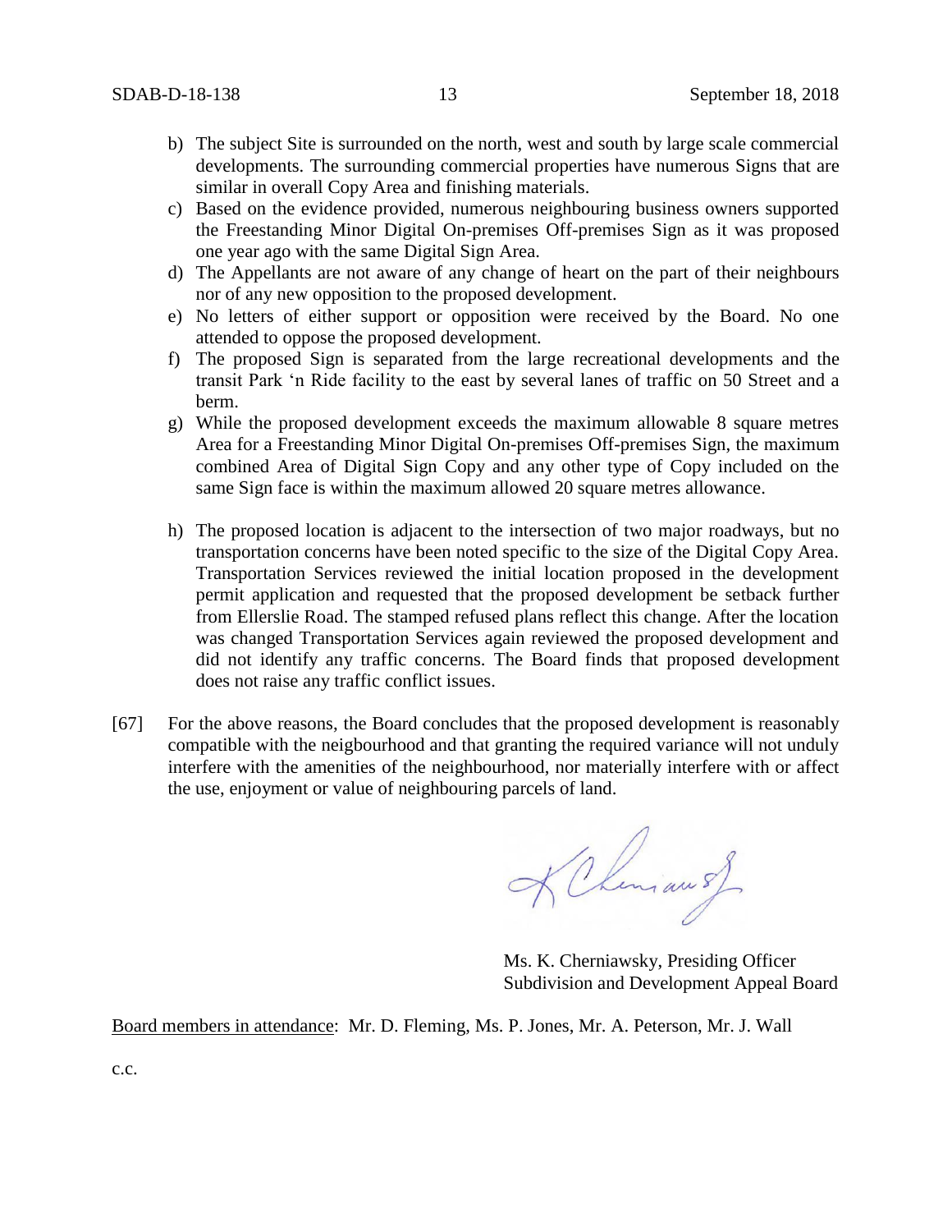b) The subject Site is surrounded on the north, west and south by large scale commercial developments. The surrounding commercial properties have numerous Signs that are similar in overall Copy Area and finishing materials.

c) Based on the evidence provided, numerous neighbouring business owners supported the Freestanding Minor Digital On-premises Off-premises Sign as it was proposed one year ago with the same Digital Sign Area.

d) The Appellants are not aware of any change of heart on the part of their neighbours nor of any new opposition to the proposed development.

e) No letters of either support or opposition were received by the Board. No one attended to oppose the proposed development.

f) The proposed Sign is separated from the large recreational developments and the transit Park 'n Ride facility to the east by several lanes of traffic on 50 Street and a berm.

g) While the proposed development exceeds the maximum allowable 8 square metres Area for a Freestanding Minor Digital On-premises Off-premises Sign, the maximum combined Area of Digital Sign Copy and any other type of Copy included on the same Sign face is within the maximum allowed 20 square metres allowance.

h) The proposed location is adjacent to the intersection of two major roadways, but no transportation concerns have been noted specific to the size of the Digital Copy Area. Transportation Services reviewed the initial location proposed in the development permit application and requested that the proposed development be setback further from Ellerslie Road. The stamped refused plans reflect this change. After the location was changed Transportation Services again reviewed the proposed development and did not identify any traffic concerns. The Board finds that proposed development does not raise any traffic conflict issues.

[67] For the above reasons, the Board concludes that the proposed development is reasonably compatible with the neigbourhood and that granting the required variance will not unduly interfere with the amenities of the neighbourhood, nor materially interfere with or affect the use, enjoyment or value of neighbouring parcels of land.

Ms. K. Cherniawsky, Presiding Officer
Subdivision and Development Appeal Board

Board members in attendance: Mr. D. Fleming, Ms. P. Jones, Mr. A. Peterson, Mr. J. Wall

c.c.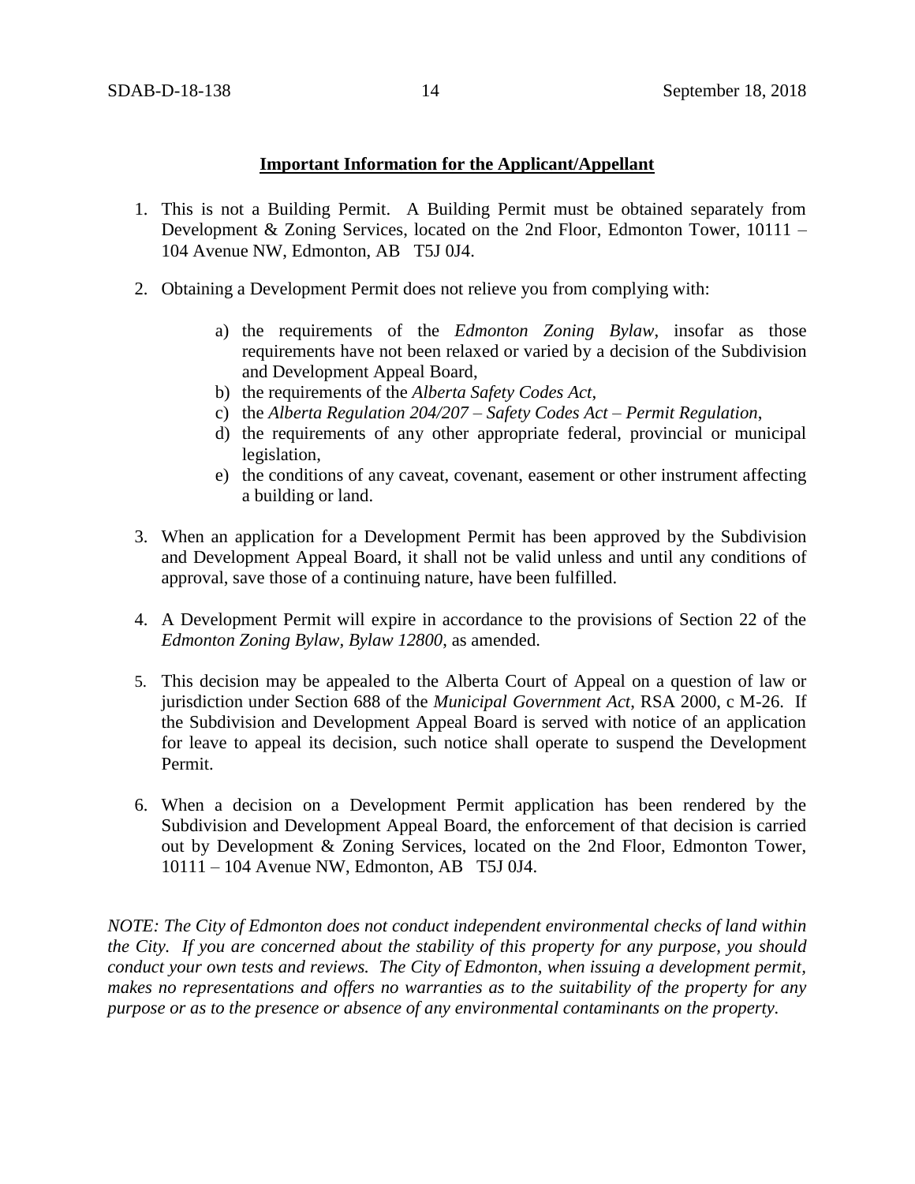**Important Information for the Applicant/Appellant**

1. This is not a Building Permit. A Building Permit must be obtained separately from Development & Zoning Services, located on the 2nd Floor, Edmonton Tower, 10111 – 104 Avenue NW, Edmonton, AB T5J 0J4.

2. Obtaining a Development Permit does not relieve you from complying with:

    a) the requirements of the *Edmonton Zoning Bylaw*, insofar as those requirements have not been relaxed or varied by a decision of the Subdivision and Development Appeal Board,
    b) the requirements of the *Alberta Safety Codes Act*,
    c) the *Alberta Regulation 204/207 – Safety Codes Act – Permit Regulation*,
    d) the requirements of any other appropriate federal, provincial or municipal legislation,
    e) the conditions of any caveat, covenant, easement or other instrument affecting a building or land.

3. When an application for a Development Permit has been approved by the Subdivision and Development Appeal Board, it shall not be valid unless and until any conditions of approval, save those of a continuing nature, have been fulfilled.

4. A Development Permit will expire in accordance to the provisions of Section 22 of the *Edmonton Zoning Bylaw, Bylaw 12800*, as amended.

5. This decision may be appealed to the Alberta Court of Appeal on a question of law or jurisdiction under Section 688 of the *Municipal Government Act*, RSA 2000, c M-26. If the Subdivision and Development Appeal Board is served with notice of an application for leave to appeal its decision, such notice shall operate to suspend the Development Permit.

6. When a decision on a Development Permit application has been rendered by the Subdivision and Development Appeal Board, the enforcement of that decision is carried out by Development & Zoning Services, located on the 2nd Floor, Edmonton Tower, 10111 – 104 Avenue NW, Edmonton, AB T5J 0J4.

*NOTE: The City of Edmonton does not conduct independent environmental checks of land within the City. If you are concerned about the stability of this property for any purpose, you should conduct your own tests and reviews. The City of Edmonton, when issuing a development permit, makes no representations and offers no warranties as to the suitability of the property for any purpose or as to the presence or absence of any environmental contaminants on the property.*